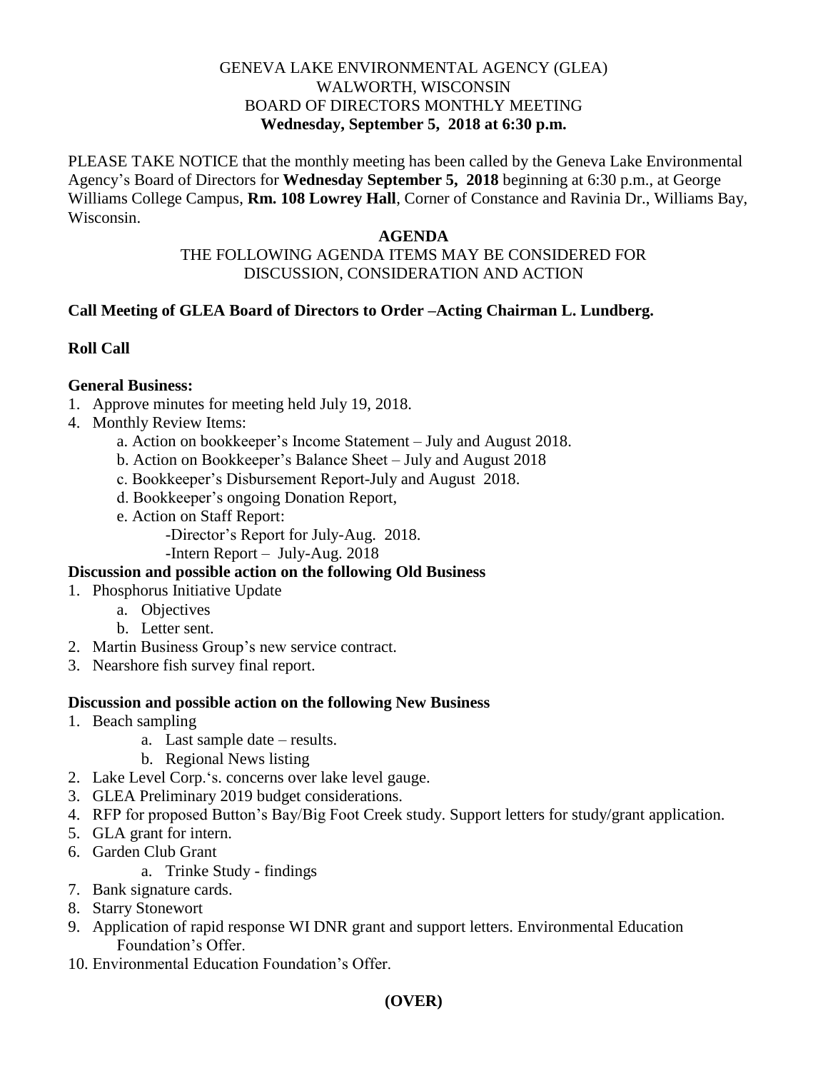GENEVA LAKE ENVIRONMENTAL AGENCY (GLEA)
WALWORTH, WISCONSIN
BOARD OF DIRECTORS MONTHLY MEETING
**Wednesday, September 5, 2018 at 6:30 p.m.**

PLEASE TAKE NOTICE that the monthly meeting has been called by the Geneva Lake Environmental Agency's Board of Directors for **Wednesday September 5, 2018** beginning at 6:30 p.m., at George Williams College Campus, **Rm. 108 Lowrey Hall**, Corner of Constance and Ravinia Dr., Williams Bay, Wisconsin.

**AGENDA**

THE FOLLOWING AGENDA ITEMS MAY BE CONSIDERED FOR DISCUSSION, CONSIDERATION AND ACTION

**Call Meeting of GLEA Board of Directors to Order –Acting Chairman L. Lundberg.**

**Roll Call**

**General Business:**

1. Approve minutes for meeting held July 19, 2018.
4. Monthly Review Items:
   a. Action on bookkeeper's Income Statement – July and August 2018.
   b. Action on Bookkeeper's Balance Sheet – July and August 2018
   c. Bookkeeper's Disbursement Report-July and August 2018.
   d. Bookkeeper's ongoing Donation Report,
   e. Action on Staff Report:
      -Director's Report for July-Aug. 2018.
      -Intern Report – July-Aug. 2018

**Discussion and possible action on the following Old Business**

1. Phosphorus Initiative Update
   a. Objectives
   b. Letter sent.
2. Martin Business Group's new service contract.
3. Nearshore fish survey final report.

**Discussion and possible action on the following New Business**

1. Beach sampling
   a. Last sample date – results.
   b. Regional News listing
2. Lake Level Corp.'s. concerns over lake level gauge.
3. GLEA Preliminary 2019 budget considerations.
4. RFP for proposed Button's Bay/Big Foot Creek study. Support letters for study/grant application.
5. GLA grant for intern.
6. Garden Club Grant
   a. Trinke Study - findings
7. Bank signature cards.
8. Starry Stonewort
9. Application of rapid response WI DNR grant and support letters. Environmental Education Foundation's Offer.
10. Environmental Education Foundation's Offer.

**(OVER)**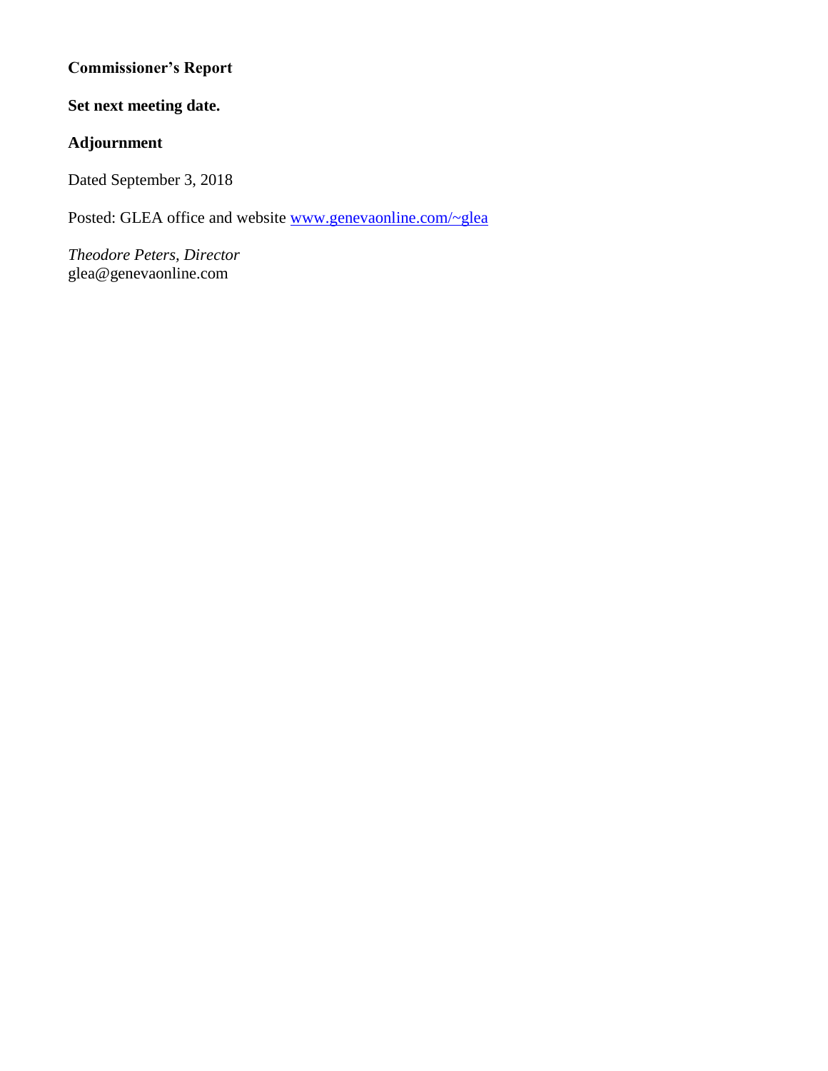**Commissioner's Report**

**Set next meeting date.**

**Adjournment**

Dated September 3, 2018

Posted: GLEA office and website [www.genevaonline.com/~glea](http://www.genevaonline.com/~glea)

*Theodore Peters, Director*
glea@genevaonline.com